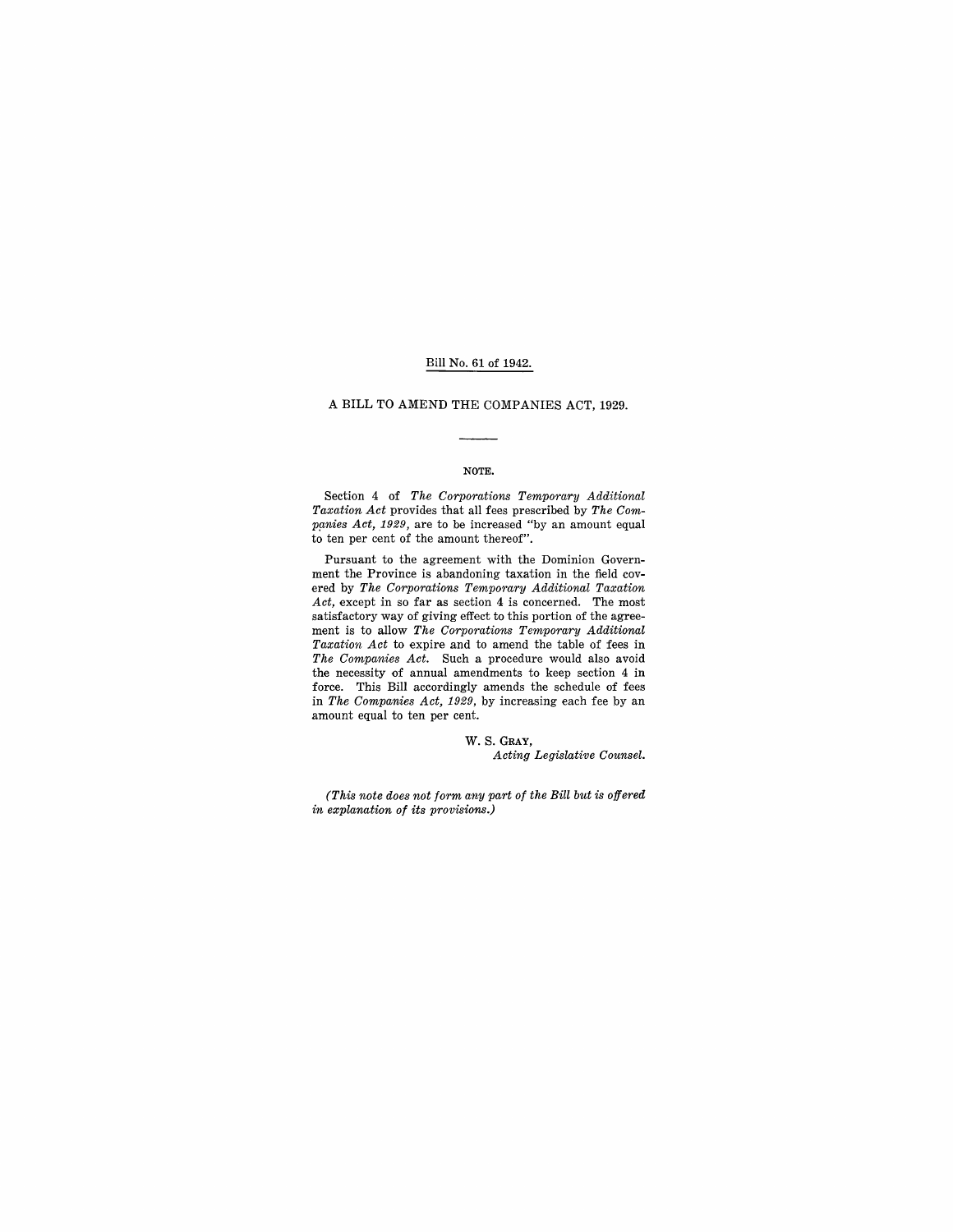Bill No. 61 of 1942.

# A BILL TO AMEND THE COMPANIES ACT, 1929.

## NOTE.

Section 4 of *The Corporations Temporary Additional Taxation Act* provides that all fees prescribed by *The Companies Act, 1929*, are to be increased "by an amount equal to ten per cent of the amount thereof".

Pursuant to the agreement with the Dominion Government the Province is abandoning taxation in the field covered by *The Corporations Temporary Additional Taxation Act*, except in so far as section 4 is concerned. The most satisfactory way of giving effect to this portion of the agreement is to allow *The Corporations Temporary Additional Taxation Act* to expire and to amend the table of fees in *The Companies Act*. Such a procedure would also avoid the necessity of annual amendments to keep section 4 in force. This Bill accordingly amends the schedule of fees in *The Companies Act, 1929*, by increasing each fee by an amount equal to ten per cent.

W. S. GRAY,
*Acting Legislative Counsel.*

*(This note does not form any part of the Bill but is offered in explanation of its provisions.)*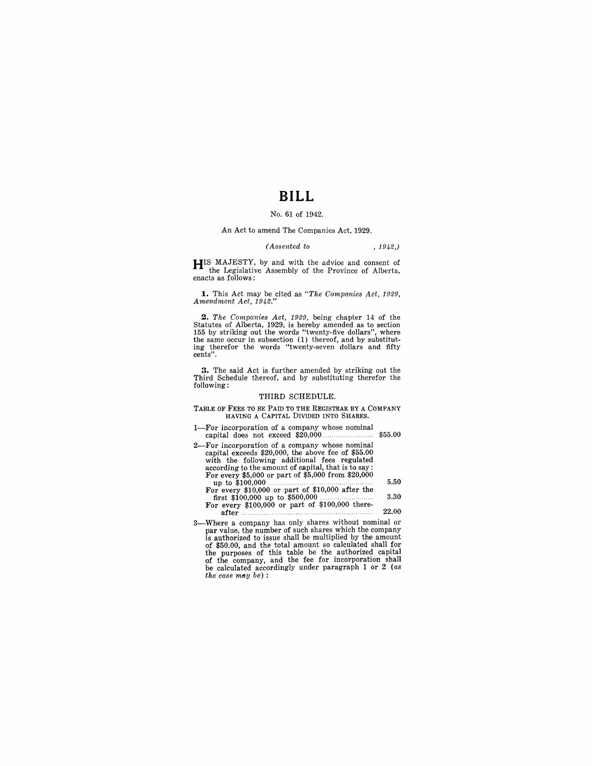# BILL

No. 61 of 1942.

An Act to amend The Companies Act, 1929.

*(Assented to , 1942,)*

HIS MAJESTY, by and with the advice and consent of the Legislative Assembly of the Province of Alberta, enacts as follows:

**1.** This Act may be cited as *"The Companies Act, 1929, Amendment Act, 1942."*

**2.** *The Companies Act, 1929,* being chapter 14 of the Statutes of Alberta, 1929, is hereby amended as to section 155 by striking out the words "twenty-five dollars", where the same occur in subsection (1) thereof, and by substituting therefor the words "twenty-seven dollars and fifty cents".

**3.** The said Act is further amended by striking out the Third Schedule thereof, and by substituting therefor the following:

THIRD SCHEDULE.

TABLE OF FEES TO BE PAID TO THE REGISTRAR BY A COMPANY HAVING A CAPITAL DIVIDED INTO SHARES.

| | |
|---|---|
| 1—For incorporation of a company whose nominal capital does not exceed $20,000 | $55.00 |
| 2—For incorporation of a company whose nominal capital exceeds $20,000, the above fee of $55.00 with the following additional fees regulated according to the amount of capital, that is to say: | |
| For every $5,000 or part of $5,000 from $20,000 up to $100,000 | 5.50 |
| For every $10,000 or part of $10,000 after the first $100,000 up to $500,000 | 3.30 |
| For every $100,000 or part of $100,000 thereafter | 22.00 |

3—Where a company has only shares without nominal or par value, the number of such shares which the company is authorized to issue shall be multiplied by the amount of $50.00, and the total amount so calculated shall for the purposes of this table be the authorized capital of the company, and the fee for incorporation shall be calculated accordingly under paragraph 1 or 2 (*as the case may be*):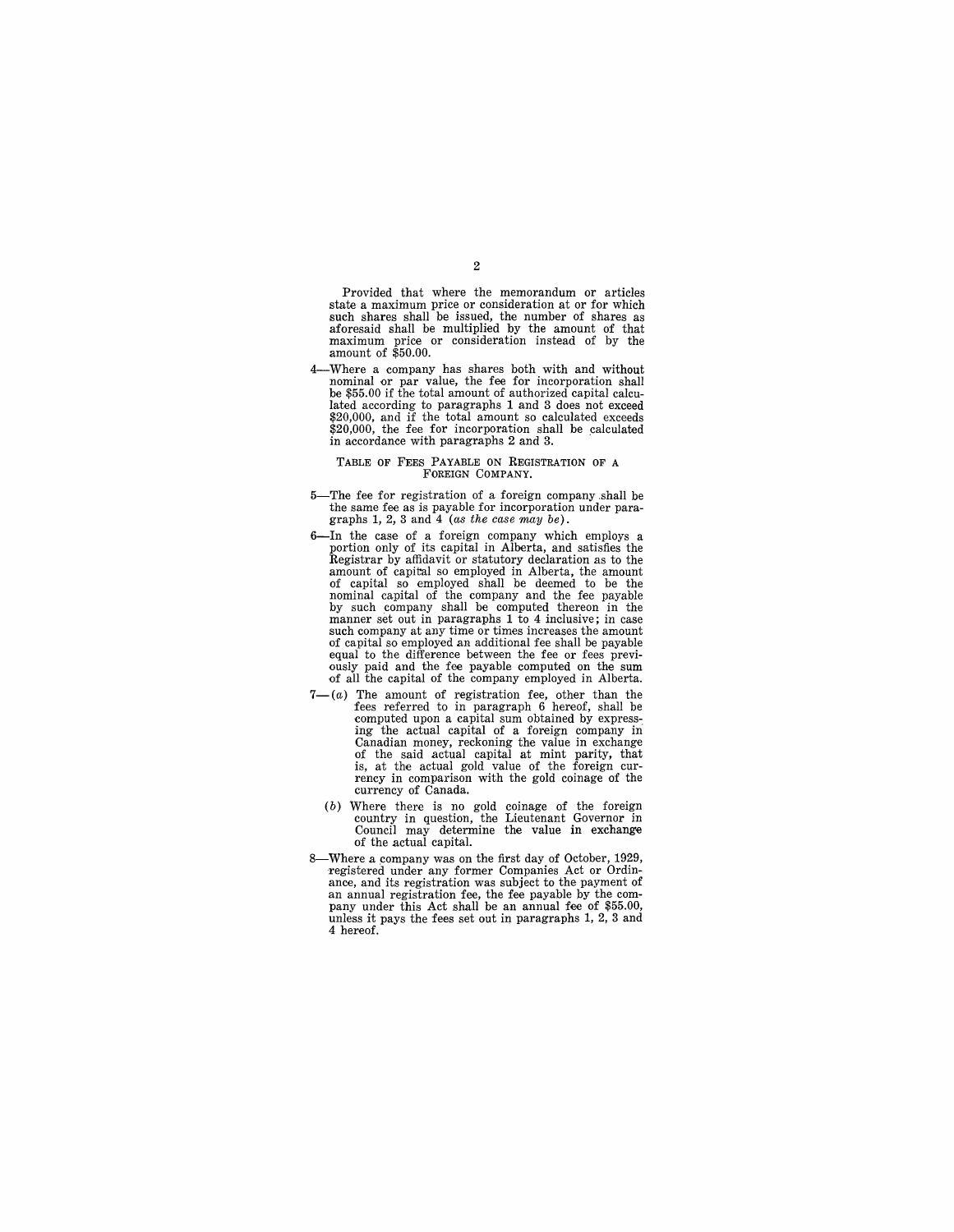Provided that where the memorandum or articles state a maximum price or consideration at or for which such shares shall be issued, the number of shares as aforesaid shall be multiplied by the amount of that maximum price or consideration instead of by the amount of $50.00.

4—Where a company has shares both with and without nominal or par value, the fee for incorporation shall be $55.00 if the total amount of authorized capital calculated according to paragraphs 1 and 3 does not exceed $20,000, and if the total amount so calculated exceeds $20,000, the fee for incorporation shall be calculated in accordance with paragraphs 2 and 3.

### Table of Fees Payable on Registration of a Foreign Company.

5—The fee for registration of a foreign company shall be the same fee as is payable for incorporation under paragraphs 1, 2, 3 and 4 (*as the case may be*).

6—In the case of a foreign company which employs a portion only of its capital in Alberta, and satisfies the Registrar by affidavit or statutory declaration as to the amount of capital so employed in Alberta, the amount of capital so employed shall be deemed to be the nominal capital of the company and the fee payable by such company shall be computed thereon in the manner set out in paragraphs 1 to 4 inclusive; in case such company at any time or times increases the amount of capital so employed an additional fee shall be payable equal to the difference between the fee or fees previously paid and the fee payable computed on the sum of all the capital of the company employed in Alberta.

7—(*a*) The amount of registration fee, other than the fees referred to in paragraph 6 hereof, shall be computed upon a capital sum obtained by expressing the actual capital of a foreign company in Canadian money, reckoning the value in exchange of the said actual capital at mint parity, that is, at the actual gold value of the foreign currency in comparison with the gold coinage of the currency of Canada.

(*b*) Where there is no gold coinage of the foreign country in question, the Lieutenant Governor in Council may determine the value in exchange of the actual capital.

8—Where a company was on the first day of October, 1929, registered under any former Companies Act or Ordinance, and its registration was subject to the payment of an annual registration fee, the fee payable by the company under this Act shall be an annual fee of $55.00, unless it pays the fees set out in paragraphs 1, 2, 3 and 4 hereof.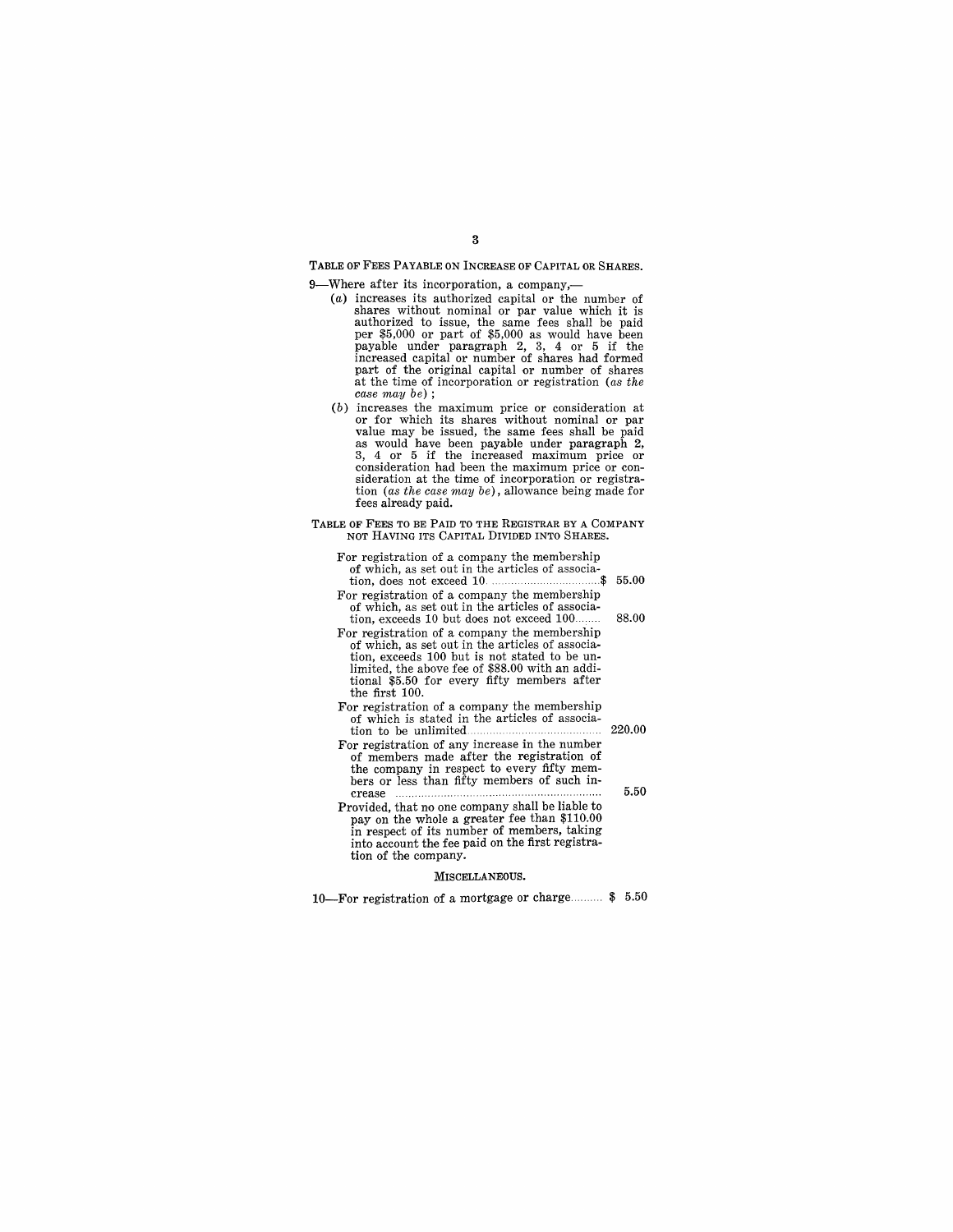### TABLE OF FEES PAYABLE ON INCREASE OF CAPITAL OR SHARES.

9—Where after its incorporation, a company,—

(*a*) increases its authorized capital or the number of shares without nominal or par value which it is authorized to issue, the same fees shall be paid per $5,000 or part of $5,000 as would have been payable under paragraph 2, 3, 4 or 5 if the increased capital or number of shares had formed part of the original capital or number of shares at the time of incorporation or registration (*as the case may be*);

(*b*) increases the maximum price or consideration at or for which its shares without nominal or par value may be issued, the same fees shall be paid as would have been payable under paragraph 2, 3, 4 or 5 if the increased maximum price or consideration had been the maximum price or consideration at the time of incorporation or registration (*as the case may be*), allowance being made for fees already paid.

### TABLE OF FEES TO BE PAID TO THE REGISTRAR BY A COMPANY NOT HAVING ITS CAPITAL DIVIDED INTO SHARES.

| | |
|---|---|
| For registration of a company the membership of which, as set out in the articles of association, does not exceed 10 | $ 55.00 |
| For registration of a company the membership of which, as set out in the articles of association, exceeds 10 but does not exceed 100 | 88.00 |
| For registration of a company the membership of which, as set out in the articles of association, exceeds 100 but is not stated to be unlimited, the above fee of $88.00 with an additional $5.50 for every fifty members after the first 100. | |
| For registration of a company the membership of which is stated in the articles of association to be unlimited | 220.00 |
| For registration of any increase in the number of members made after the registration of the company in respect to every fifty members or less than fifty members of such increase | 5.50 |

Provided, that no one company shall be liable to pay on the whole a greater fee than $110.00 in respect of its number of members, taking into account the fee paid on the first registration of the company.

### MISCELLANEOUS.

10—For registration of a mortgage or charge .......... $ 5.50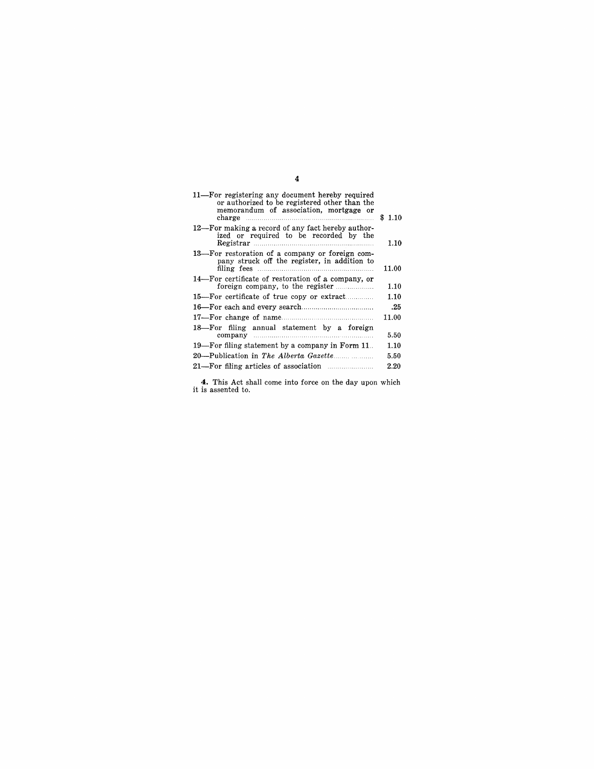| | |
|---|---|
| 11—For registering any document hereby required or authorized to be registered other than the memorandum of association, mortgage or charge | $ 1.10 |
| 12—For making a record of any fact hereby authorized or required to be recorded by the Registrar | 1.10 |
| 13—For restoration of a company or foreign company struck off the register, in addition to filing fees | 11.00 |
| 14—For certificate of restoration of a company, or foreign company, to the register | 1.10 |
| 15—For certificate of true copy or extract | 1.10 |
| 16—For each and every search | .25 |
| 17—For change of name | 11.00 |
| 18—For filing annual statement by a foreign company | 5.50 |
| 19—For filing statement by a company in Form 11 | 1.10 |
| 20—Publication in *The Alberta Gazette* | 5.50 |
| 21—For filing articles of association | 2.20 |

**4.** This Act shall come into force on the day upon which it is assented to.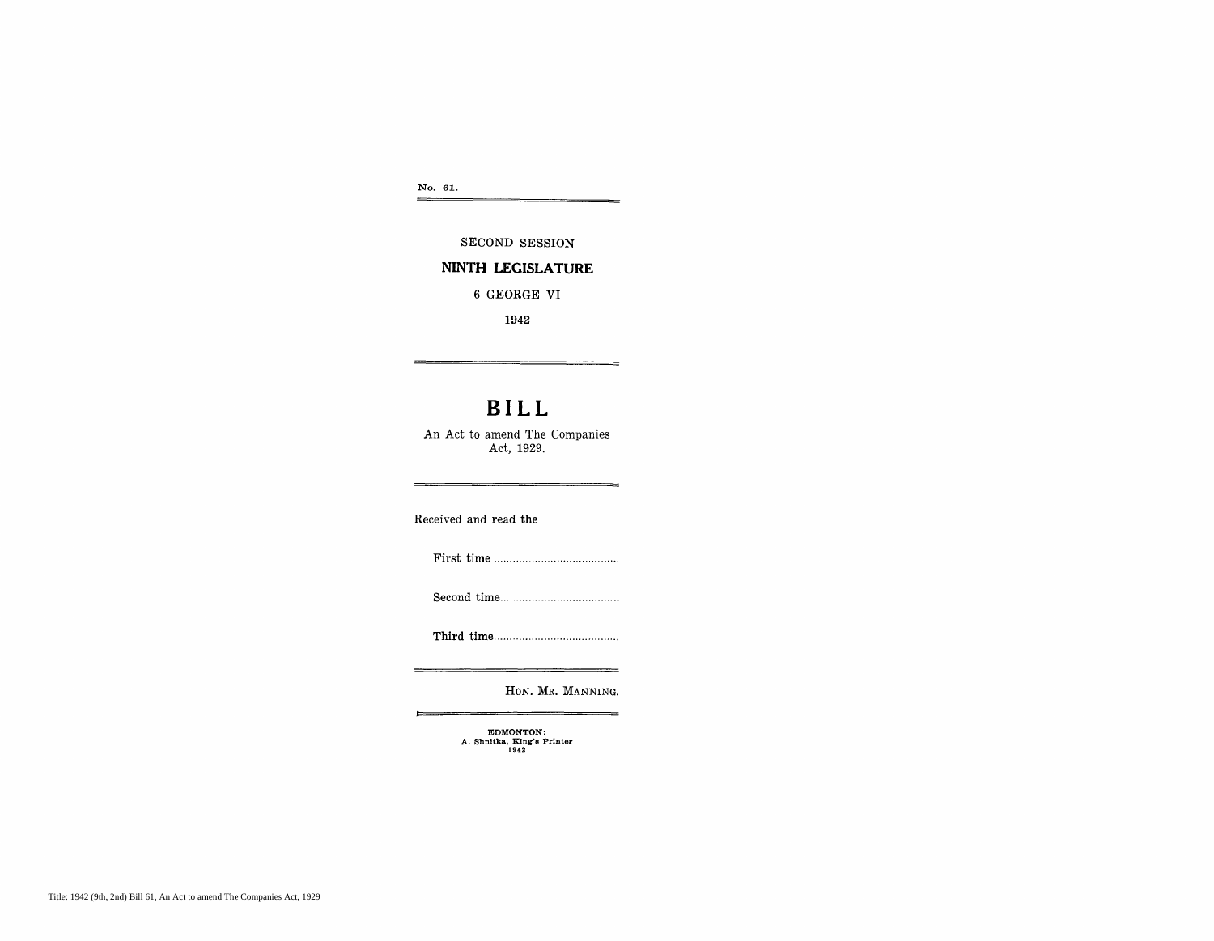No. 61.

SECOND SESSION

# NINTH LEGISLATURE

6 GEORGE VI

1942

# BILL

An Act to amend The Companies Act, 1929.

Received and read the

First time ........................................

Second time......................................

Third time........................................

HON. MR. MANNING.

EDMONTON:
A. Shnitka, King's Printer
1942

Title: 1942 (9th, 2nd) Bill 61, An Act to amend The Companies Act, 1929